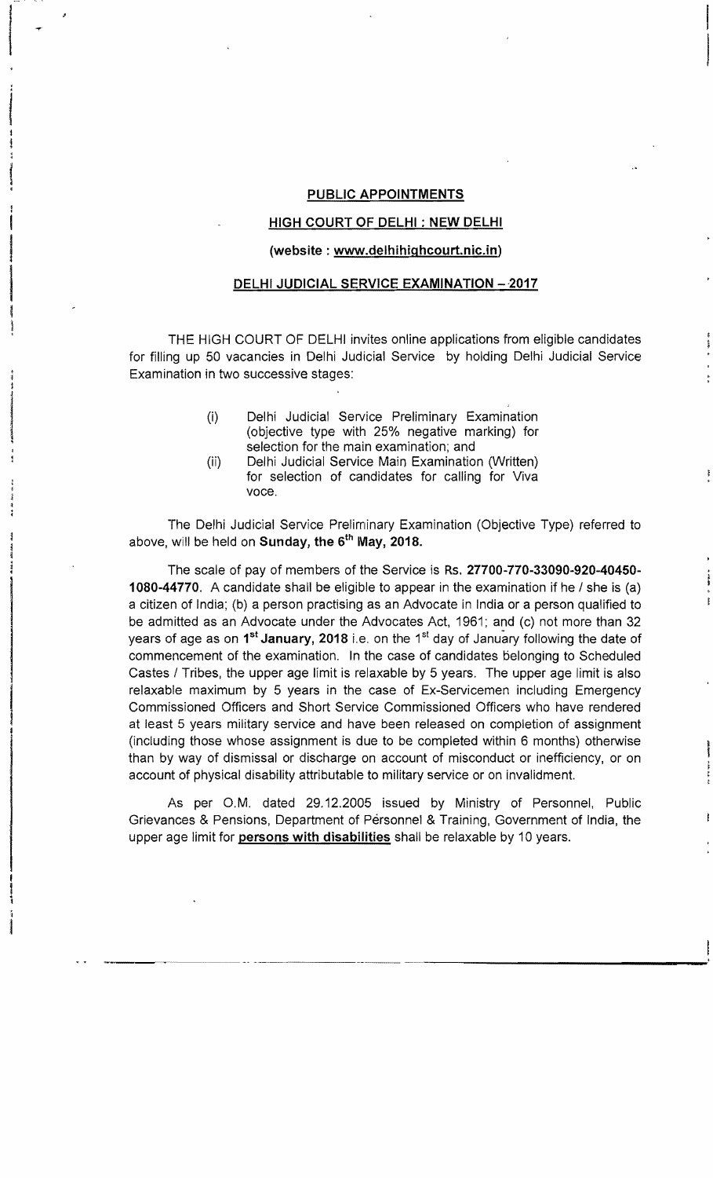## PUBLIC APPOINTMENTS

## HIGH COURT OF DELHI : NEW DELHI

**(website : www.delhihighcourt.nic.in)**

## DELHI JUDICIAL SERVICE EXAMINATION – 2017

THE HIGH COURT OF DELHI invites online applications from eligible candidates for filling up 50 vacancies in Delhi Judicial Service by holding Delhi Judicial Service Examination in two successive stages:

(i) Delhi Judicial Service Preliminary Examination (objective type with 25% negative marking) for selection for the main examination; and

(ii) Delhi Judicial Service Main Examination (Written) for selection of candidates for calling for Viva voce.

The Delhi Judicial Service Preliminary Examination (Objective Type) referred to above, will be held on **Sunday, the 6th May, 2018.**

The scale of pay of members of the Service is **Rs. 27700-770-33090-920-40450-1080-44770**. A candidate shall be eligible to appear in the examination if he / she is (a) a citizen of India; (b) a person practising as an Advocate in India or a person qualified to be admitted as an Advocate under the Advocates Act, 1961; and (c) not more than 32 years of age as on **1st January, 2018** i.e. on the 1st day of January following the date of commencement of the examination. In the case of candidates belonging to Scheduled Castes / Tribes, the upper age limit is relaxable by 5 years. The upper age limit is also relaxable maximum by 5 years in the case of Ex-Servicemen including Emergency Commissioned Officers and Short Service Commissioned Officers who have rendered at least 5 years military service and have been released on completion of assignment (including those whose assignment is due to be completed within 6 months) otherwise than by way of dismissal or discharge on account of misconduct or inefficiency, or on account of physical disability attributable to military service or on invalidment.

As per O.M. dated 29.12.2005 issued by Ministry of Personnel, Public Grievances & Pensions, Department of Personnel & Training, Government of India, the upper age limit for **persons with disabilities** shall be relaxable by 10 years.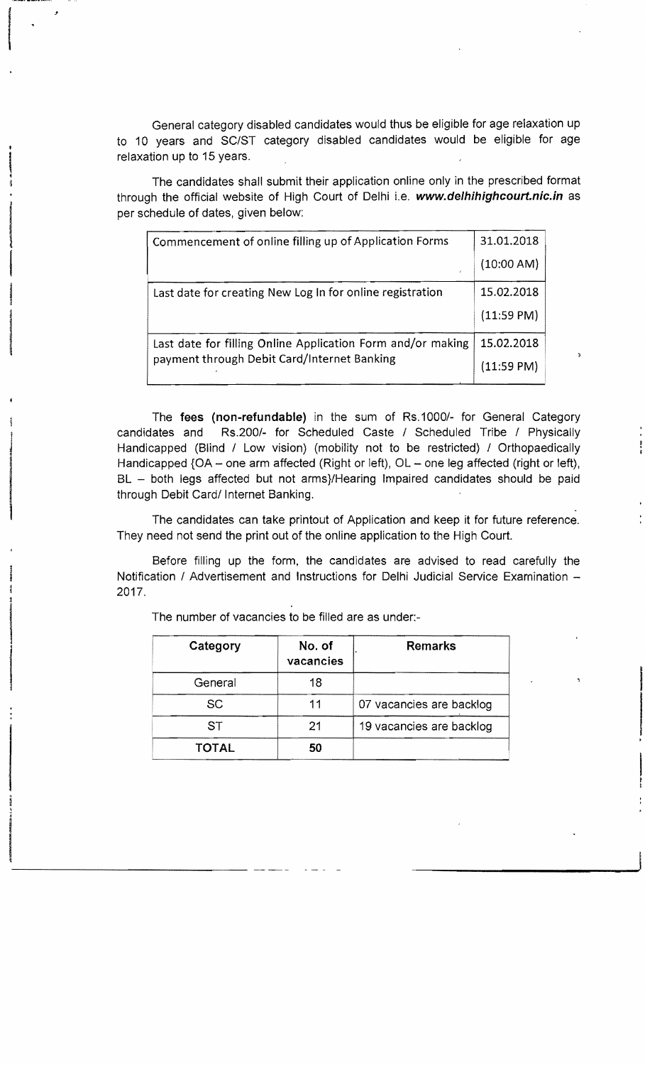General category disabled candidates would thus be eligible for age relaxation up to 10 years and SC/ST category disabled candidates would be eligible for age relaxation up to 15 years.

The candidates shall submit their application online only in the prescribed format through the official website of High Court of Delhi i.e. ***www.delhihighcourt.nic.in*** as per schedule of dates, given below:

| | |
|---|---|
| Commencement of online filling up of Application Forms | 31.01.2018 (10:00 AM) |
| Last date for creating New Log In for online registration | 15.02.2018 (11:59 PM) |
| Last date for filling Online Application Form and/or making payment through Debit Card/Internet Banking | 15.02.2018 (11:59 PM) |

The **fees (non-refundable)** in the sum of Rs.1000/- for General Category candidates and Rs.200/- for Scheduled Caste / Scheduled Tribe / Physically Handicapped (Blind / Low vision) (mobility not to be restricted) / Orthopaedically Handicapped {OA – one arm affected (Right or left), OL – one leg affected (right or left), BL – both legs affected but not arms}/Hearing Impaired candidates should be paid through Debit Card/ Internet Banking.

The candidates can take printout of Application and keep it for future reference. They need not send the print out of the online application to the High Court.

Before filling up the form, the candidates are advised to read carefully the Notification / Advertisement and Instructions for Delhi Judicial Service Examination – 2017.

The number of vacancies to be filled are as under:-

| Category | No. of vacancies | Remarks |
|---|---|---|
| General | 18 | |
| SC | 11 | 07 vacancies are backlog |
| ST | 21 | 19 vacancies are backlog |
| **TOTAL** | **50** | |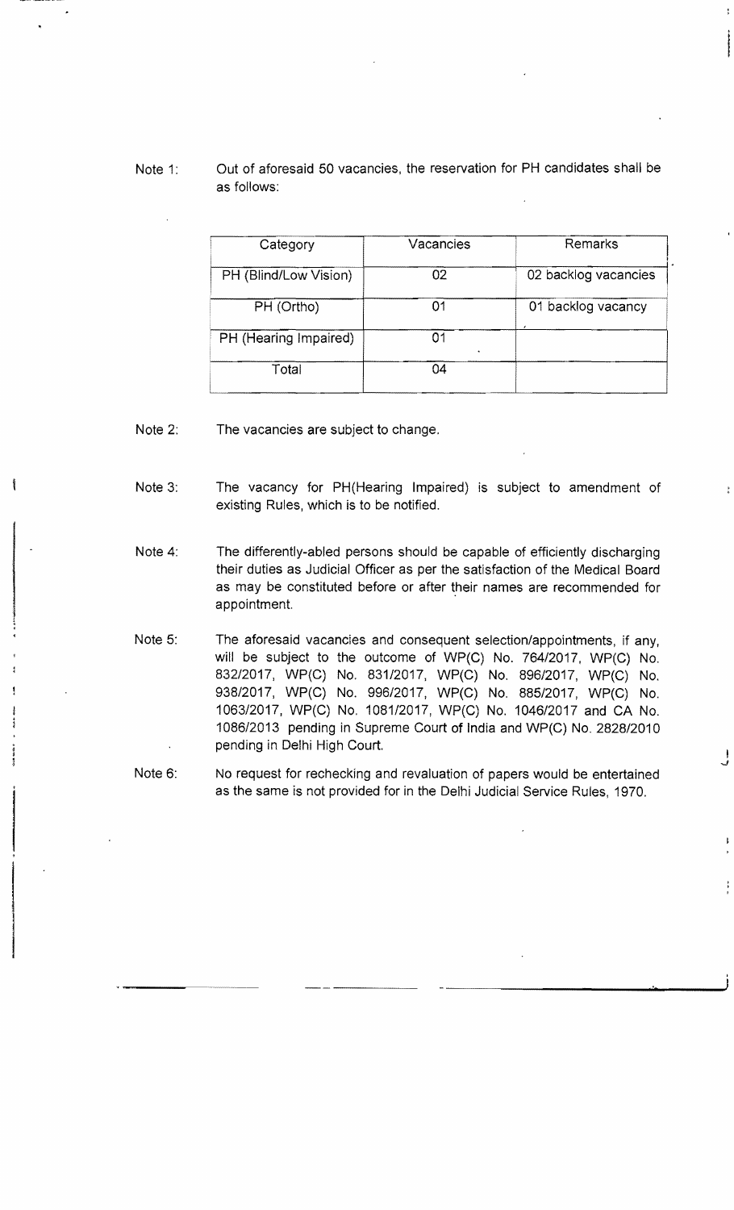Note 1: Out of aforesaid 50 vacancies, the reservation for PH candidates shall be as follows:

| Category | Vacancies | Remarks |
|---|---|---|
| PH (Blind/Low Vision) | 02 | 02 backlog vacancies |
| PH (Ortho) | 01 | 01 backlog vacancy |
| PH (Hearing Impaired) | 01 | |
| Total | 04 | |

Note 2: The vacancies are subject to change.

Note 3: The vacancy for PH(Hearing Impaired) is subject to amendment of existing Rules, which is to be notified.

Note 4: The differently-abled persons should be capable of efficiently discharging their duties as Judicial Officer as per the satisfaction of the Medical Board as may be constituted before or after their names are recommended for appointment.

Note 5: The aforesaid vacancies and consequent selection/appointments, if any, will be subject to the outcome of WP(C) No. 764/2017, WP(C) No. 832/2017, WP(C) No. 831/2017, WP(C) No. 896/2017, WP(C) No. 938/2017, WP(C) No. 996/2017, WP(C) No. 885/2017, WP(C) No. 1063/2017, WP(C) No. 1081/2017, WP(C) No. 1046/2017 and CA No. 1086/2013 pending in Supreme Court of India and WP(C) No. 2828/2010 pending in Delhi High Court.

Note 6: No request for rechecking and revaluation of papers would be entertained as the same is not provided for in the Delhi Judicial Service Rules, 1970.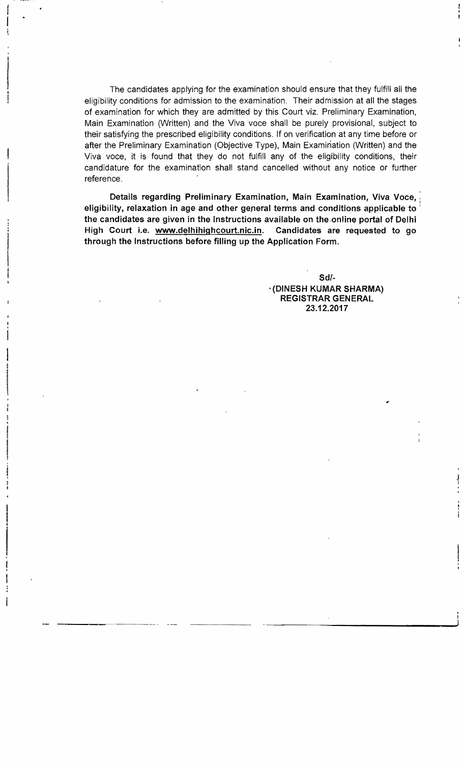The candidates applying for the examination should ensure that they fulfill all the eligibility conditions for admission to the examination. Their admission at all the stages of examination for which they are admitted by this Court viz. Preliminary Examination, Main Examination (Written) and the Viva voce shall be purely provisional, subject to their satisfying the prescribed eligibility conditions. If on verification at any time before or after the Preliminary Examination (Objective Type), Main Examination (Written) and the Viva voce, it is found that they do not fulfill any of the eligibility conditions, their candidature for the examination shall stand cancelled without any notice or further reference.

**Details regarding Preliminary Examination, Main Examination, Viva Voce, eligibility, relaxation in age and other general terms and conditions applicable to the candidates are given in the Instructions available on the online portal of Delhi High Court i.e. www.delhihighcourt.nic.in. Candidates are requested to go through the Instructions before filling up the Application Form.**

**Sd/-**
**(DINESH KUMAR SHARMA)**
**REGISTRAR GENERAL**
**23.12.2017**